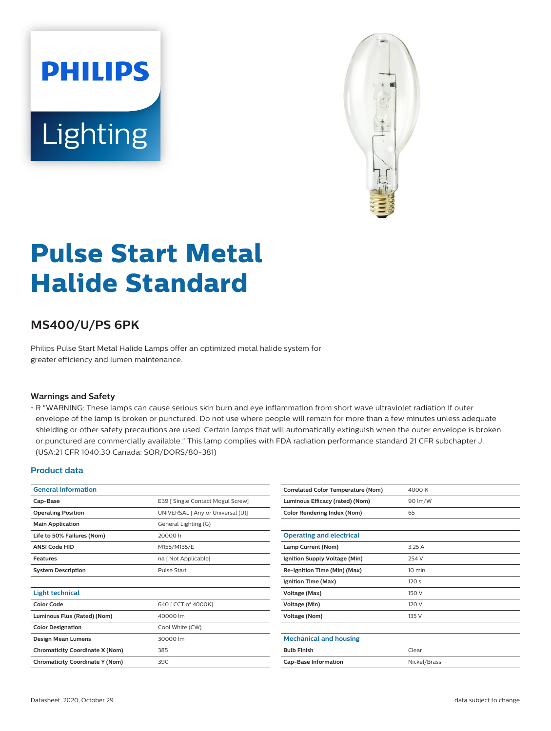# Pulse Start Metal Halide Standard

## MS400/U/PS 6PK

Philips Pulse Start Metal Halide Lamps offer an optimized metal halide system for greater efficiency and lumen maintenance.

### Warnings and Safety

- R "WARNING: These lamps can cause serious skin burn and eye inflammation from short wave ultraviolet radiation if outer envelope of the lamp is broken or punctured. Do not use where people will remain for more than a few minutes unless adequate shielding or other safety precautions are used. Certain lamps that will automatically extinguish when the outer envelope is broken or punctured are commercially available." This lamp complies with FDA radiation performance standard 21 CFR subchapter J. (USA:21 CFR 1040.30 Canada: SOR/DORS/80-381)

### Product data

| General information | |
|---|---|
| Cap-Base | E39 [ Single Contact Mogul Screw] |
| Operating Position | UNIVERSAL [ Any or Universal (U)] |
| Main Application | General Lighting (G) |
| Life to 50% Failures (Nom) | 20000 h |
| ANSI Code HID | M155/M135/E |
| Features | na [ Not Applicable] |
| System Description | Pulse Start |

| Light technical | |
|---|---|
| Color Code | 640 [ CCT of 4000K] |
| Luminous Flux (Rated) (Nom) | 40000 lm |
| Color Designation | Cool White (CW) |
| Design Mean Lumens | 30000 lm |
| Chromaticity Coordinate X (Nom) | 385 |
| Chromaticity Coordinate Y (Nom) | 390 |
| Correlated Color Temperature (Nom) | 4000 K |
| Luminous Efficacy (rated) (Nom) | 90 lm/W |
| Color Rendering Index (Nom) | 65 |

| Operating and electrical | |
|---|---|
| Lamp Current (Nom) | 3.25 A |
| Ignition Supply Voltage (Min) | 254 V |
| Re-Ignition Time (Min) (Max) | 10 min |
| Ignition Time (Max) | 120 s |
| Voltage (Max) | 150 V |
| Voltage (Min) | 120 V |
| Voltage (Nom) | 135 V |

| Mechanical and housing | |
|---|---|
| Bulb Finish | Clear |
| Cap-Base Information | Nickel/Brass |

Datasheet, 2020, October 29 — data subject to change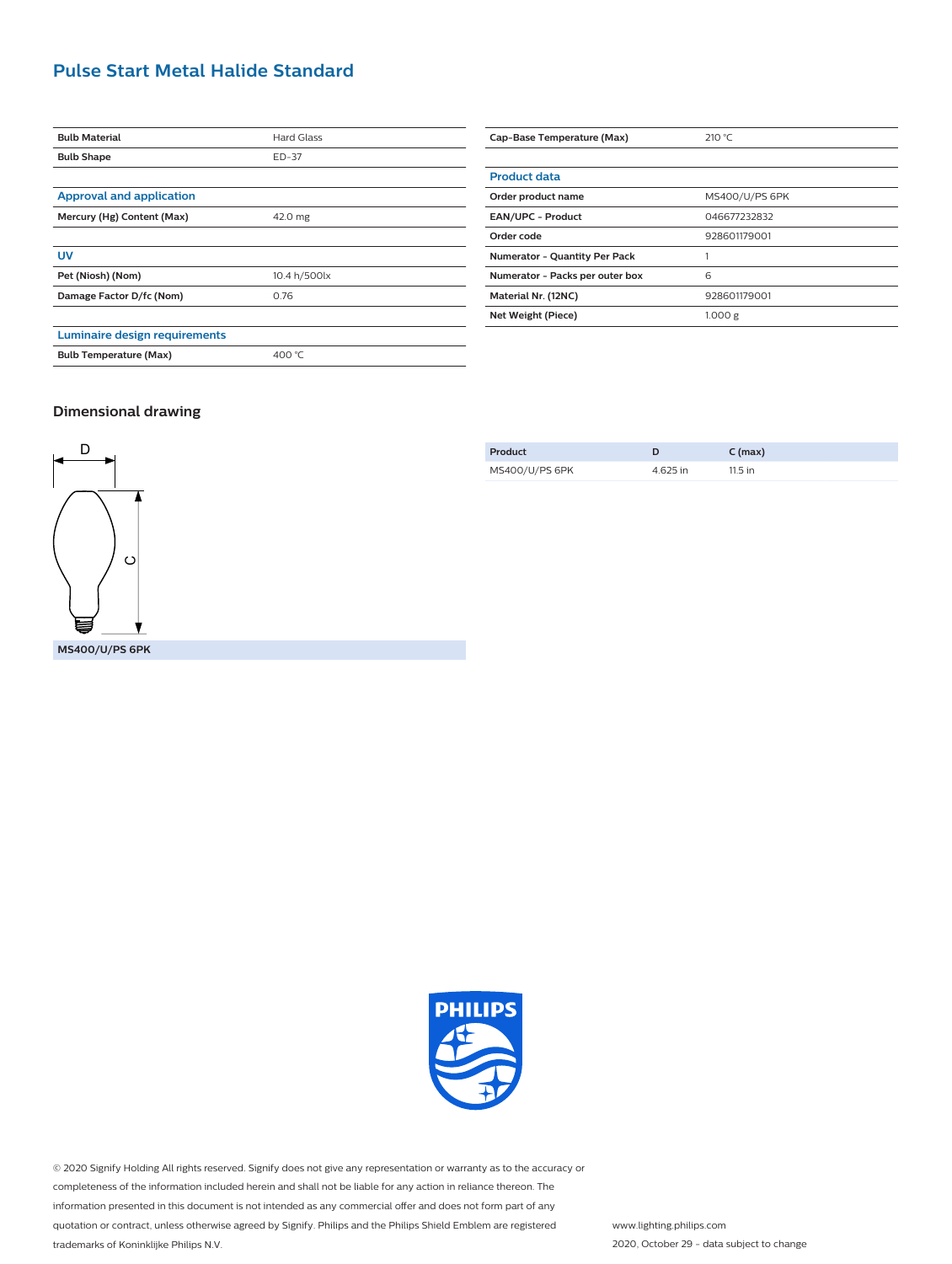## Pulse Start Metal Halide Standard

| | |
|---|---|
| **Bulb Material** | Hard Glass |
| **Bulb Shape** | ED-37 |

### Approval and application

| | |
|---|---|
| **Mercury (Hg) Content (Max)** | 42.0 mg |

### UV

| | |
|---|---|
| **Pet (Niosh) (Nom)** | 10.4 h/500lx |
| **Damage Factor D/fc (Nom)** | 0.76 |

### Luminaire design requirements

| | |
|---|---|
| **Bulb Temperature (Max)** | 400 °C |
| **Cap-Base Temperature (Max)** | 210 °C |

### Product data

| | |
|---|---|
| **Order product name** | MS400/U/PS 6PK |
| **EAN/UPC - Product** | 046677232832 |
| **Order code** | 928601179001 |
| **Numerator - Quantity Per Pack** | 1 |
| **Numerator - Packs per outer box** | 6 |
| **Material Nr. (12NC)** | 928601179001 |
| **Net Weight (Piece)** | 1.000 g |

## Dimensional drawing

D

C

**MS400/U/PS 6PK**

| Product | D | C (max) |
|---|---|---|
| MS400/U/PS 6PK | 4.625 in | 11.5 in |

PHILIPS

© 2020 Signify Holding All rights reserved. Signify does not give any representation or warranty as to the accuracy or completeness of the information included herein and shall not be liable for any action in reliance thereon. The information presented in this document is not intended as any commercial offer and does not form part of any quotation or contract, unless otherwise agreed by Signify. Philips and the Philips Shield Emblem are registered trademarks of Koninklijke Philips N.V.

www.lighting.philips.com

2020, October 29 - data subject to change